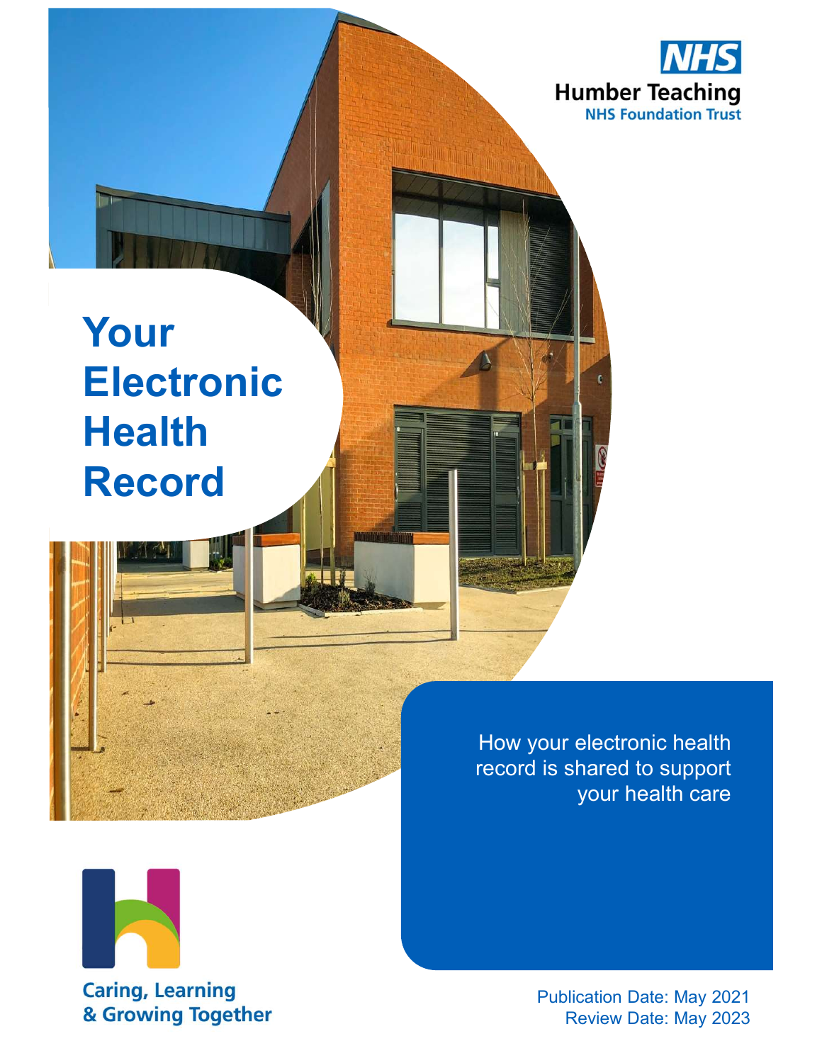NHS

Humber Teaching
NHS Foundation Trust

# Your Electronic Health Record

How your electronic health record is shared to support your health care

Caring, Learning & Growing Together

Publication Date: May 2021
Review Date: May 2023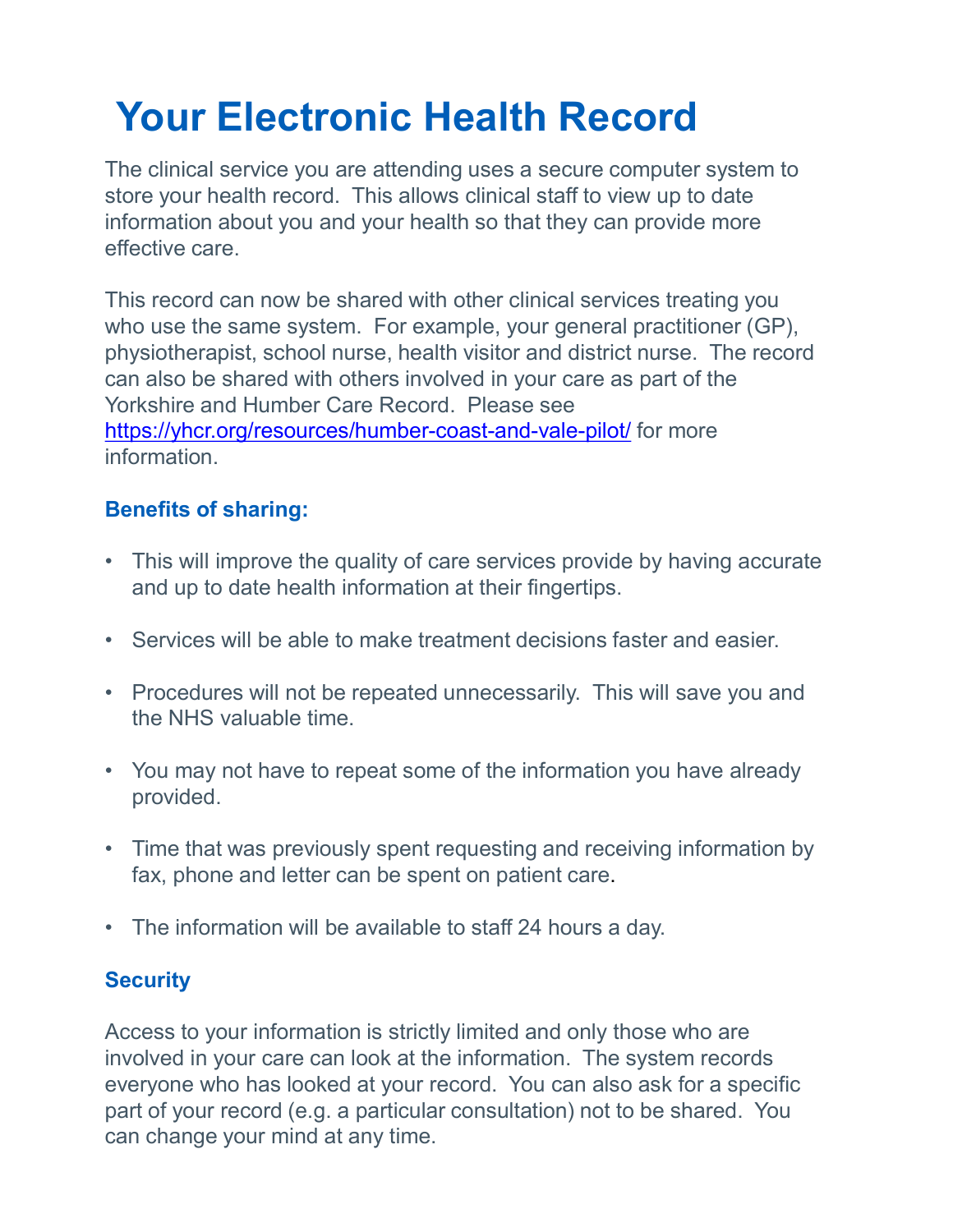# Your Electronic Health Record

The clinical service you are attending uses a secure computer system to store your health record. This allows clinical staff to view up to date information about you and your health so that they can provide more effective care.

This record can now be shared with other clinical services treating you who use the same system. For example, your general practitioner (GP), physiotherapist, school nurse, health visitor and district nurse. The record can also be shared with others involved in your care as part of the Yorkshire and Humber Care Record. Please see https://yhcr.org/resources/humber-coast-and-vale-pilot/ for more information.

### Benefits of sharing:

- This will improve the quality of care services provide by having accurate and up to date health information at their fingertips.
- Services will be able to make treatment decisions faster and easier.
- Procedures will not be repeated unnecessarily. This will save you and the NHS valuable time.
- You may not have to repeat some of the information you have already provided.
- Time that was previously spent requesting and receiving information by fax, phone and letter can be spent on patient care.
- The information will be available to staff 24 hours a day.

### Security

Access to your information is strictly limited and only those who are involved in your care can look at the information. The system records everyone who has looked at your record. You can also ask for a specific part of your record (e.g. a particular consultation) not to be shared. You can change your mind at any time.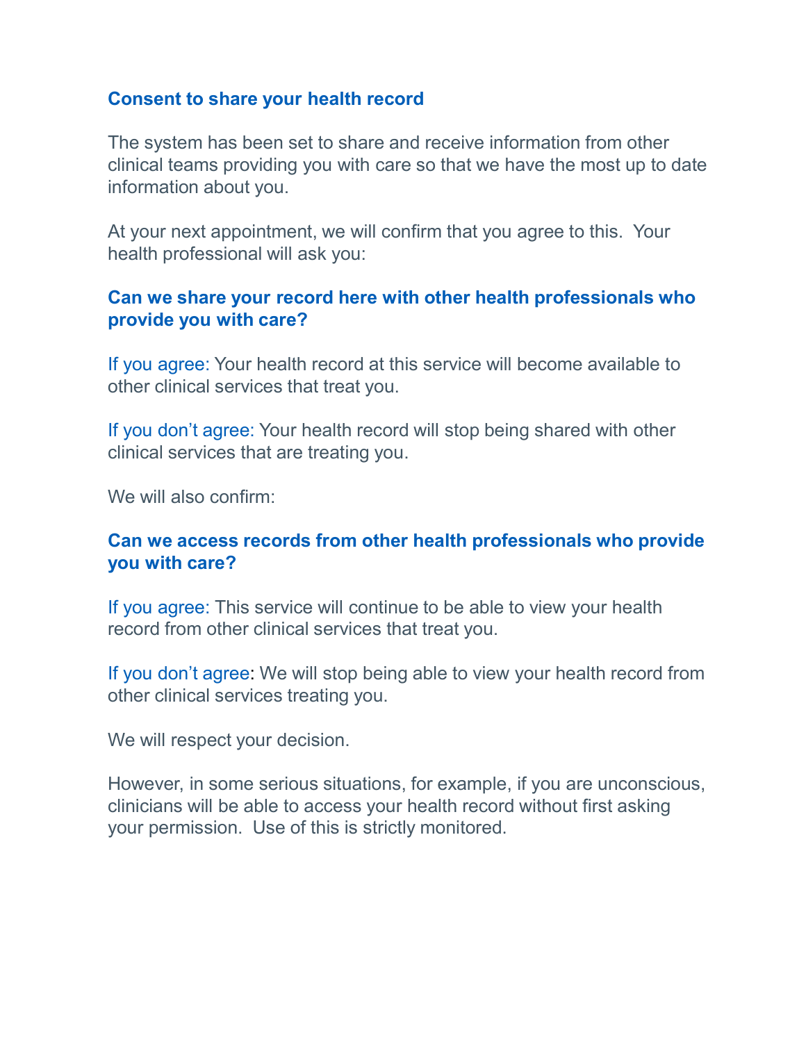## Consent to share your health record

The system has been set to share and receive information from other clinical teams providing you with care so that we have the most up to date information about you.

At your next appointment, we will confirm that you agree to this. Your health professional will ask you:

### Can we share your record here with other health professionals who provide you with care?

If you agree: Your health record at this service will become available to other clinical services that treat you.

If you don't agree: Your health record will stop being shared with other clinical services that are treating you.

We will also confirm:

### Can we access records from other health professionals who provide you with care?

If you agree: This service will continue to be able to view your health record from other clinical services that treat you.

If you don't agree: We will stop being able to view your health record from other clinical services treating you.

We will respect your decision.

However, in some serious situations, for example, if you are unconscious, clinicians will be able to access your health record without first asking your permission. Use of this is strictly monitored.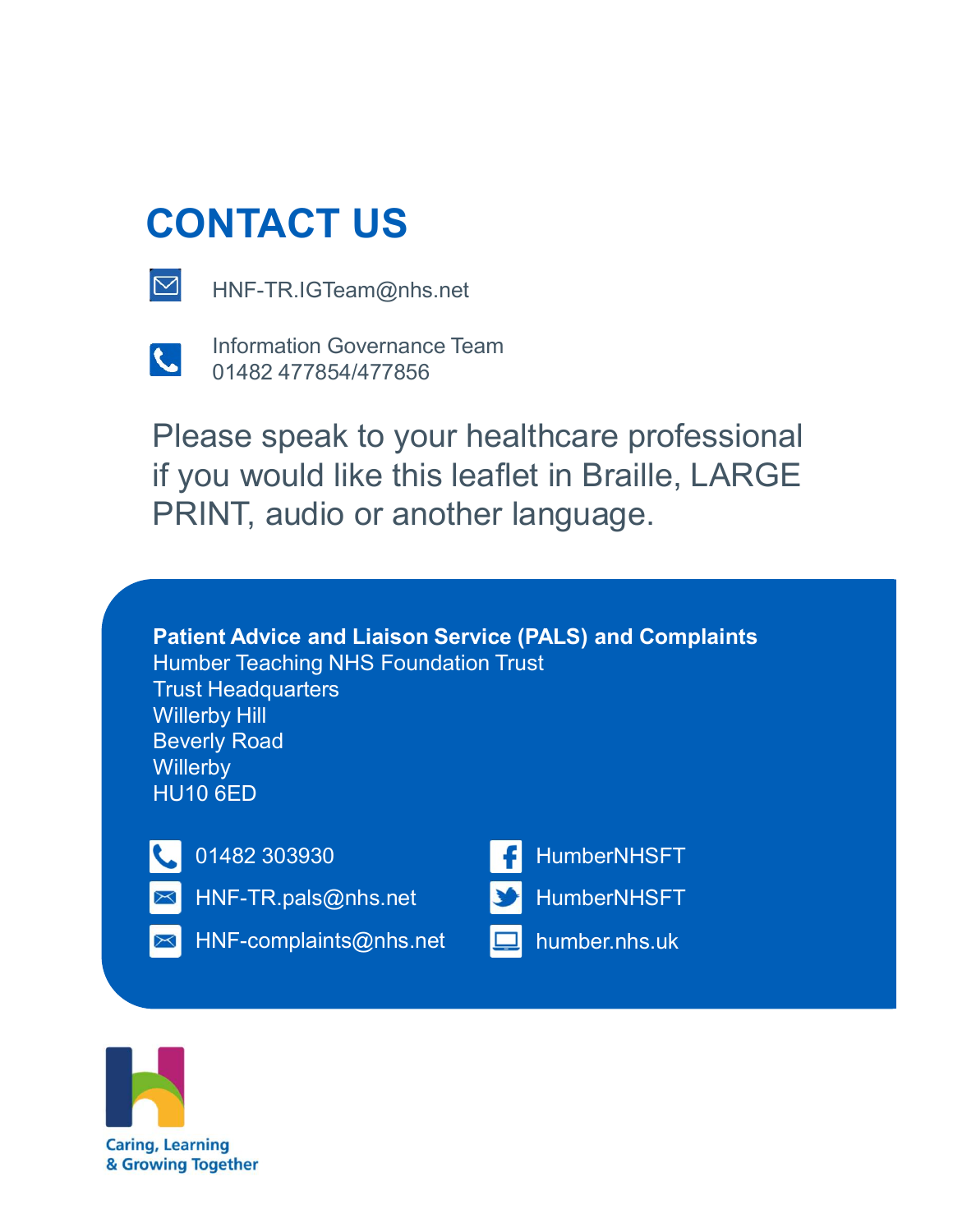# CONTACT US

HNF-TR.IGTeam@nhs.net

Information Governance Team
01482 477854/477856

Please speak to your healthcare professional if you would like this leaflet in Braille, LARGE PRINT, audio or another language.

**Patient Advice and Liaison Service (PALS) and Complaints**
Humber Teaching NHS Foundation Trust
Trust Headquarters
Willerby Hill
Beverly Road
Willerby
HU10 6ED

01482 303930
HNF-TR.pals@nhs.net
HNF-complaints@nhs.net

HumberNHSFT
HumberNHSFT
humber.nhs.uk

Caring, Learning
& Growing Together